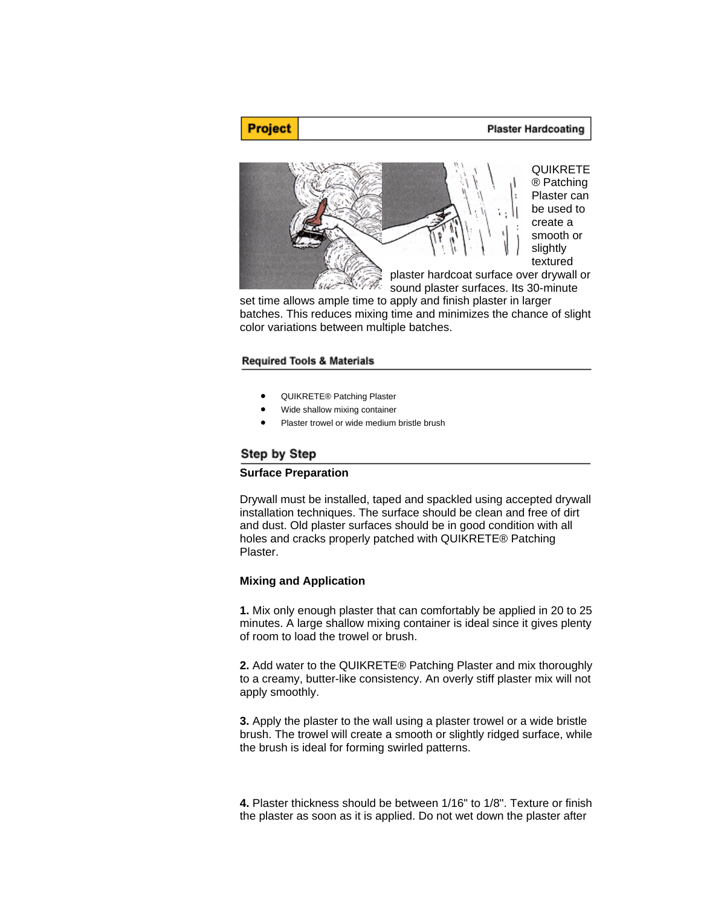**Project** Plaster Hardcoating

QUIKRETE® Patching Plaster can be used to create a smooth or slightly textured plaster hardcoat surface over drywall or sound plaster surfaces. Its 30-minute set time allows ample time to apply and finish plaster in larger batches. This reduces mixing time and minimizes the chance of slight color variations between multiple batches.

## Required Tools & Materials

- QUIKRETE® Patching Plaster
- Wide shallow mixing container
- Plaster trowel or wide medium bristle brush

## Step by Step

### Surface Preparation

Drywall must be installed, taped and spackled using accepted drywall installation techniques. The surface should be clean and free of dirt and dust. Old plaster surfaces should be in good condition with all holes and cracks properly patched with QUIKRETE® Patching Plaster.

### Mixing and Application

**1.** Mix only enough plaster that can comfortably be applied in 20 to 25 minutes. A large shallow mixing container is ideal since it gives plenty of room to load the trowel or brush.

**2.** Add water to the QUIKRETE® Patching Plaster and mix thoroughly to a creamy, butter-like consistency. An overly stiff plaster mix will not apply smoothly.

**3.** Apply the plaster to the wall using a plaster trowel or a wide bristle brush. The trowel will create a smooth or slightly ridged surface, while the brush is ideal for forming swirled patterns.

**4.** Plaster thickness should be between 1/16" to 1/8". Texture or finish the plaster as soon as it is applied. Do not wet down the plaster after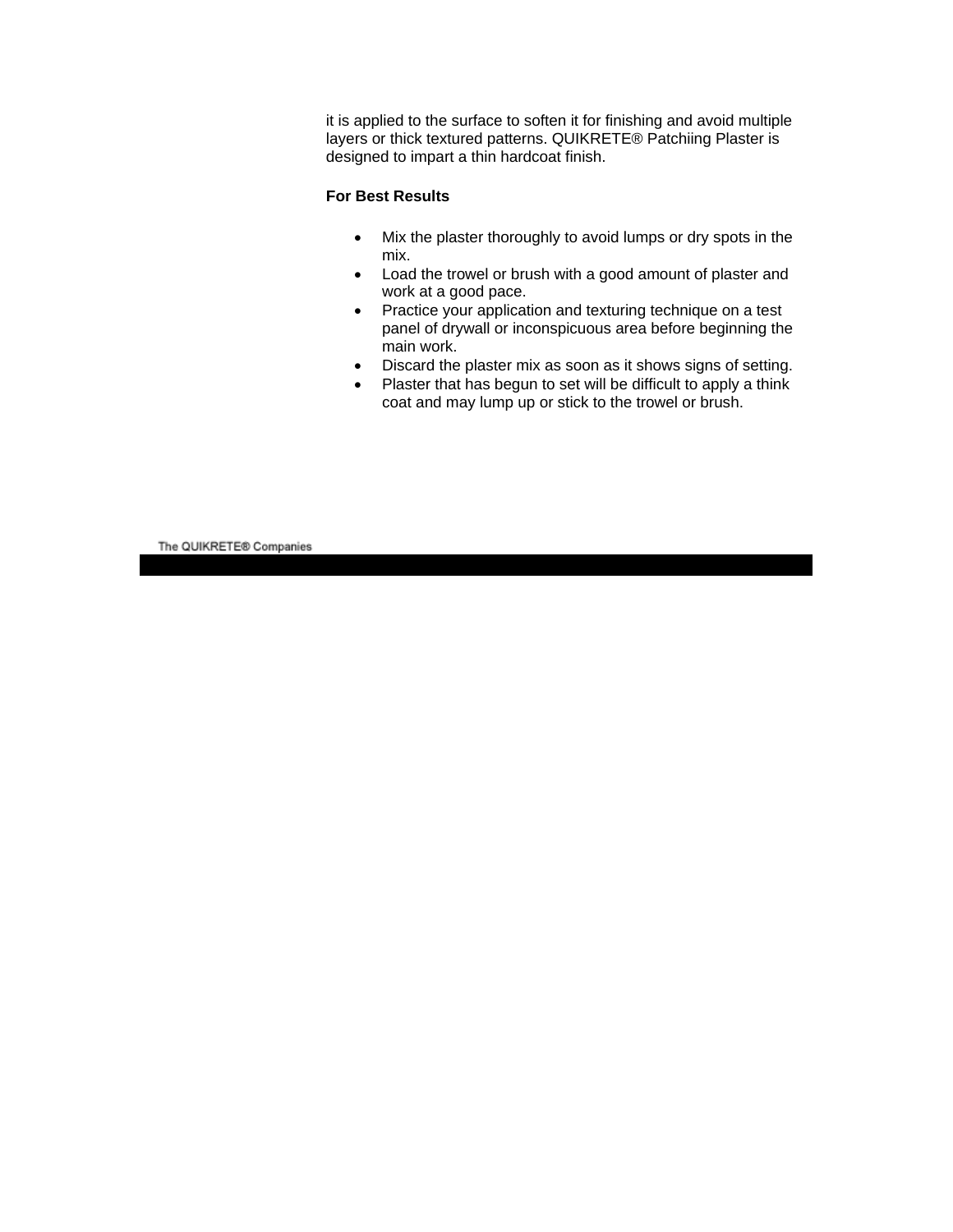it is applied to the surface to soften it for finishing and avoid multiple layers or thick textured patterns. QUIKRETE® Patchiing Plaster is designed to impart a thin hardcoat finish.

**For Best Results**

- Mix the plaster thoroughly to avoid lumps or dry spots in the mix.
- Load the trowel or brush with a good amount of plaster and work at a good pace.
- Practice your application and texturing technique on a test panel of drywall or inconspicuous area before beginning the main work.
- Discard the plaster mix as soon as it shows signs of setting.
- Plaster that has begun to set will be difficult to apply a think coat and may lump up or stick to the trowel or brush.